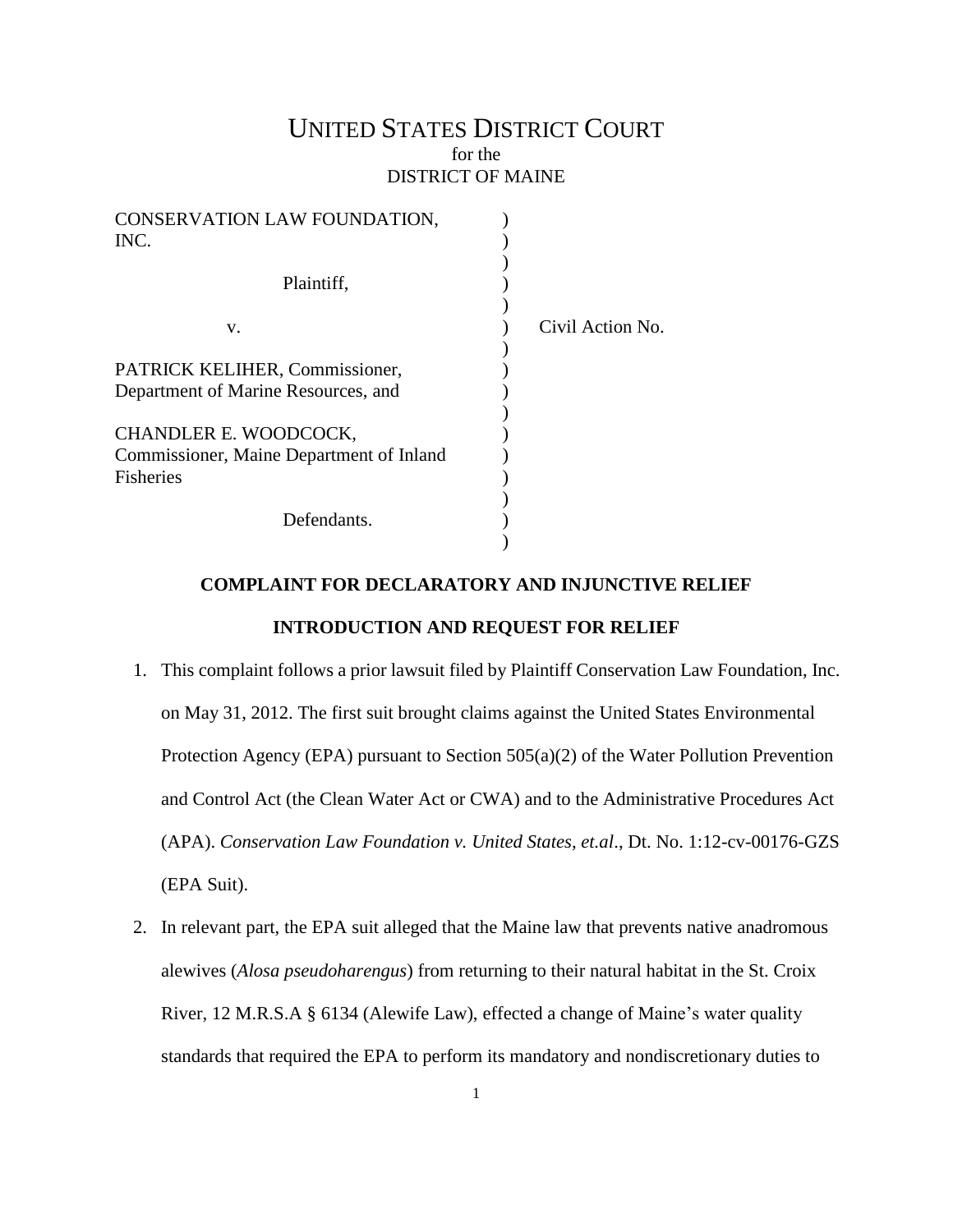# UNITED STATES DISTRICT COURT
for the
DISTRICT OF MAINE

CONSERVATION LAW FOUNDATION, INC.

Plaintiff,

v.

PATRICK KELIHER, Commissioner, Department of Marine Resources, and

CHANDLER E. WOODCOCK, Commissioner, Maine Department of Inland Fisheries

Defendants.

Civil Action No.

**COMPLAINT FOR DECLARATORY AND INJUNCTIVE RELIEF**

**INTRODUCTION AND REQUEST FOR RELIEF**

1. This complaint follows a prior lawsuit filed by Plaintiff Conservation Law Foundation, Inc. on May 31, 2012. The first suit brought claims against the United States Environmental Protection Agency (EPA) pursuant to Section 505(a)(2) of the Water Pollution Prevention and Control Act (the Clean Water Act or CWA) and to the Administrative Procedures Act (APA). *Conservation Law Foundation v. United States, et.al*., Dt. No. 1:12-cv-00176-GZS (EPA Suit).

2. In relevant part, the EPA suit alleged that the Maine law that prevents native anadromous alewives (*Alosa pseudoharengus*) from returning to their natural habitat in the St. Croix River, 12 M.R.S.A § 6134 (Alewife Law), effected a change of Maine's water quality standards that required the EPA to perform its mandatory and nondiscretionary duties to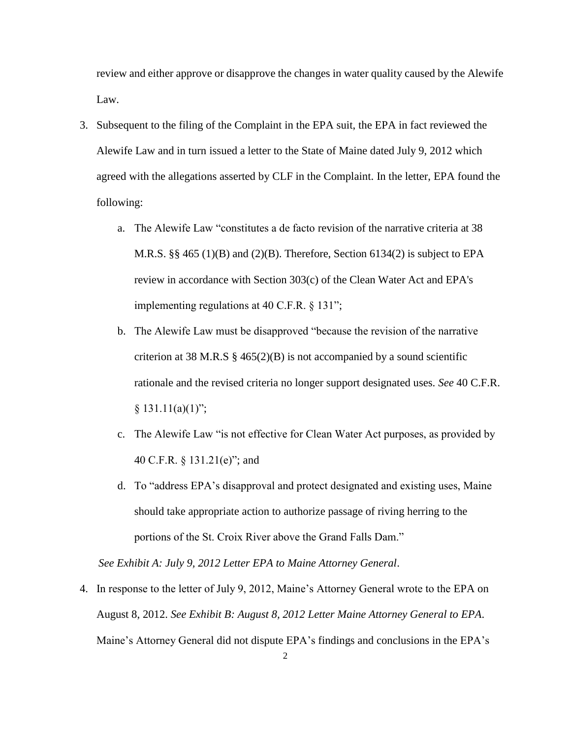review and either approve or disapprove the changes in water quality caused by the Alewife Law.

3. Subsequent to the filing of the Complaint in the EPA suit, the EPA in fact reviewed the Alewife Law and in turn issued a letter to the State of Maine dated July 9, 2012 which agreed with the allegations asserted by CLF in the Complaint. In the letter, EPA found the following:

   a. The Alewife Law "constitutes a de facto revision of the narrative criteria at 38 M.R.S. §§ 465 (1)(B) and (2)(B). Therefore, Section 6134(2) is subject to EPA review in accordance with Section 303(c) of the Clean Water Act and EPA's implementing regulations at 40 C.F.R. § 131";

   b. The Alewife Law must be disapproved "because the revision of the narrative criterion at 38 M.R.S § 465(2)(B) is not accompanied by a sound scientific rationale and the revised criteria no longer support designated uses. *See* 40 C.F.R. § 131.11(a)(1)";

   c. The Alewife Law "is not effective for Clean Water Act purposes, as provided by 40 C.F.R. § 131.21(e)"; and

   d. To "address EPA's disapproval and protect designated and existing uses, Maine should take appropriate action to authorize passage of riving herring to the portions of the St. Croix River above the Grand Falls Dam."

*See Exhibit A: July 9, 2012 Letter EPA to Maine Attorney General*.

4. In response to the letter of July 9, 2012, Maine's Attorney General wrote to the EPA on August 8, 2012. *See Exhibit B: August 8, 2012 Letter Maine Attorney General to EPA*. Maine's Attorney General did not dispute EPA's findings and conclusions in the EPA's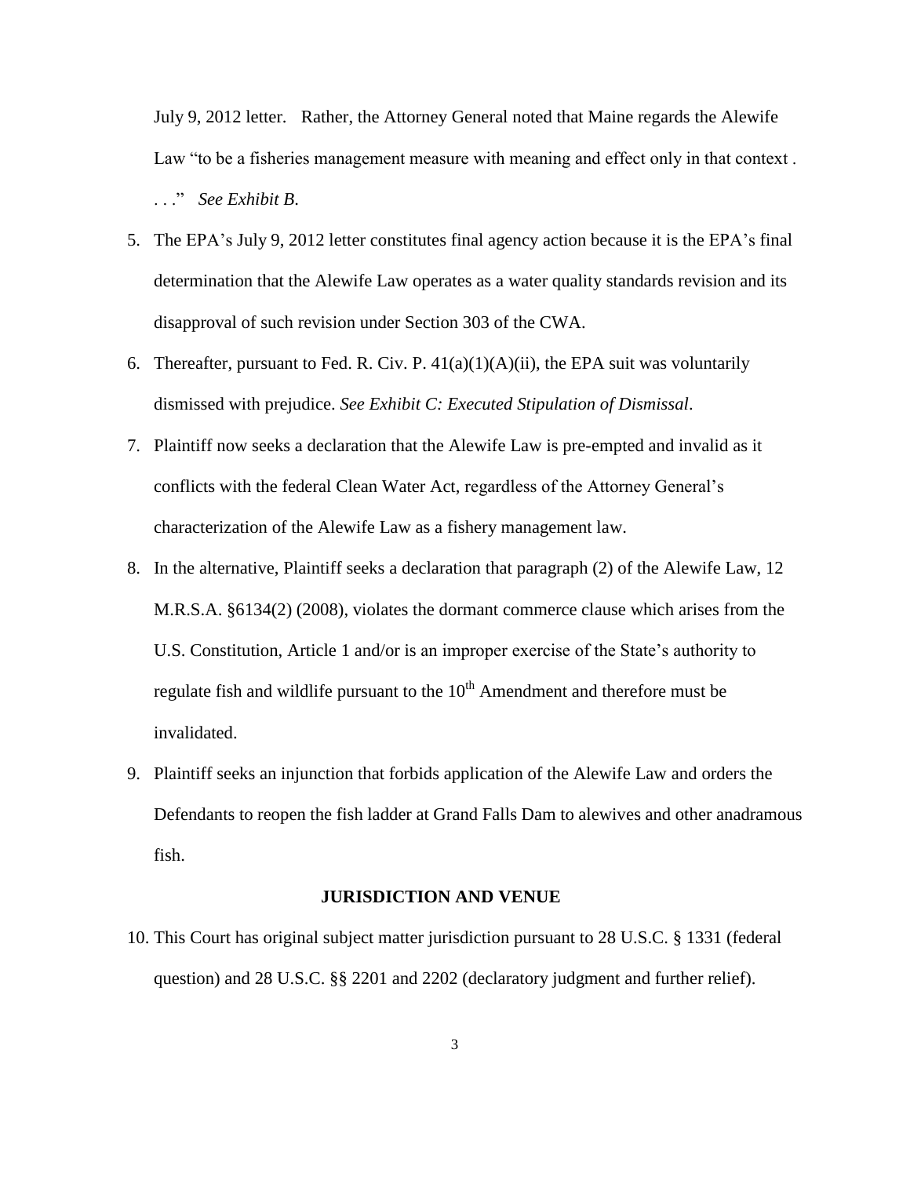July 9, 2012 letter. Rather, the Attorney General noted that Maine regards the Alewife Law "to be a fisheries management measure with meaning and effect only in that context . . . ." *See Exhibit B*.

5. The EPA's July 9, 2012 letter constitutes final agency action because it is the EPA's final determination that the Alewife Law operates as a water quality standards revision and its disapproval of such revision under Section 303 of the CWA.
6. Thereafter, pursuant to Fed. R. Civ. P. 41(a)(1)(A)(ii), the EPA suit was voluntarily dismissed with prejudice. *See Exhibit C: Executed Stipulation of Dismissal*.
7. Plaintiff now seeks a declaration that the Alewife Law is pre-empted and invalid as it conflicts with the federal Clean Water Act, regardless of the Attorney General's characterization of the Alewife Law as a fishery management law.
8. In the alternative, Plaintiff seeks a declaration that paragraph (2) of the Alewife Law, 12 M.R.S.A. §6134(2) (2008), violates the dormant commerce clause which arises from the U.S. Constitution, Article 1 and/or is an improper exercise of the State's authority to regulate fish and wildlife pursuant to the 10th Amendment and therefore must be invalidated.
9. Plaintiff seeks an injunction that forbids application of the Alewife Law and orders the Defendants to reopen the fish ladder at Grand Falls Dam to alewives and other anadramous fish.

## JURISDICTION AND VENUE

10. This Court has original subject matter jurisdiction pursuant to 28 U.S.C. § 1331 (federal question) and 28 U.S.C. §§ 2201 and 2202 (declaratory judgment and further relief).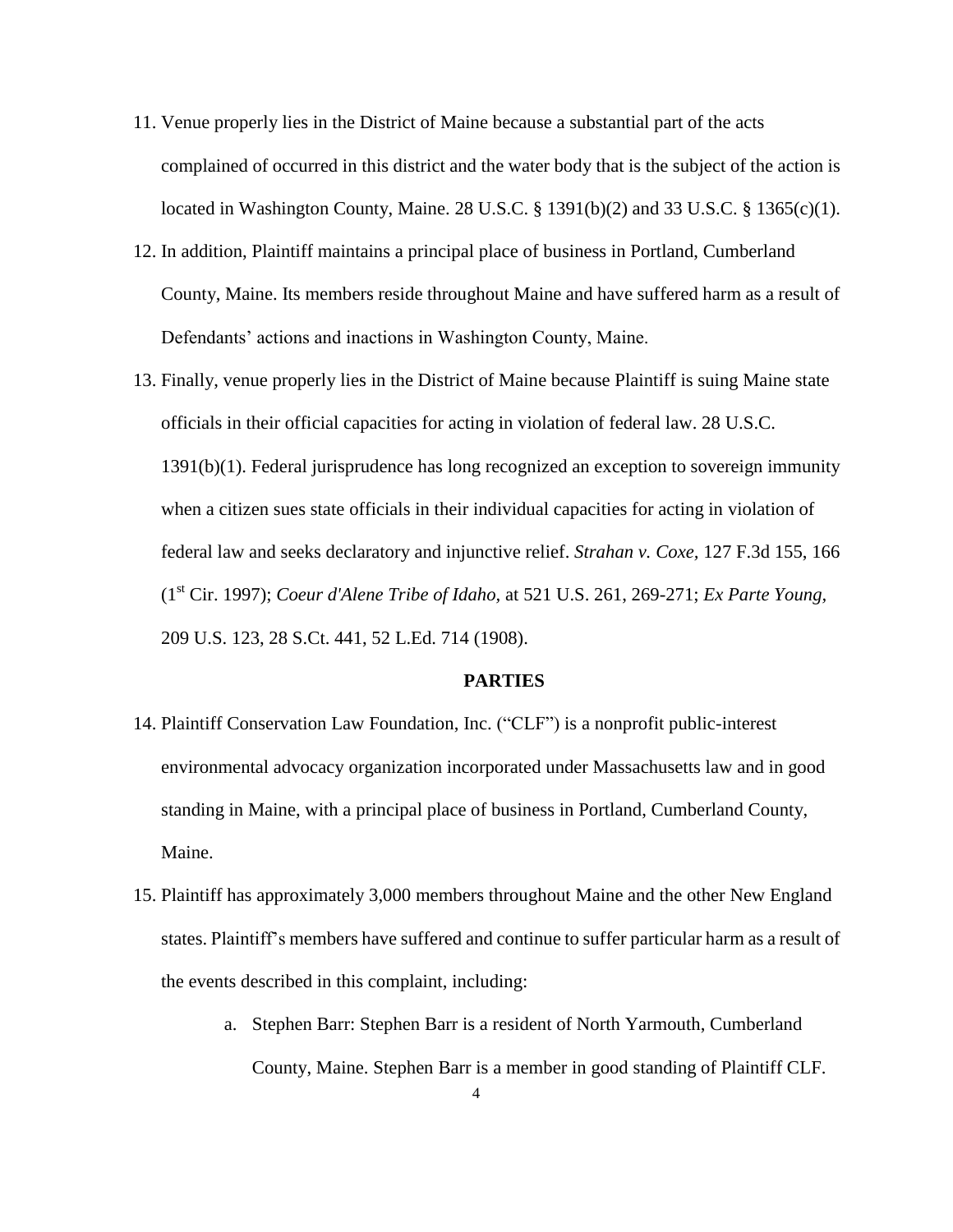11. Venue properly lies in the District of Maine because a substantial part of the acts complained of occurred in this district and the water body that is the subject of the action is located in Washington County, Maine. 28 U.S.C. § 1391(b)(2) and 33 U.S.C. § 1365(c)(1).
12. In addition, Plaintiff maintains a principal place of business in Portland, Cumberland County, Maine. Its members reside throughout Maine and have suffered harm as a result of Defendants' actions and inactions in Washington County, Maine.
13. Finally, venue properly lies in the District of Maine because Plaintiff is suing Maine state officials in their official capacities for acting in violation of federal law. 28 U.S.C. 1391(b)(1). Federal jurisprudence has long recognized an exception to sovereign immunity when a citizen sues state officials in their individual capacities for acting in violation of federal law and seeks declaratory and injunctive relief. *Strahan v. Coxe*, 127 F.3d 155, 166 (1st Cir. 1997); *Coeur d'Alene Tribe of Idaho,* at 521 U.S. 261, 269-271; *Ex Parte Young*, 209 U.S. 123, 28 S.Ct. 441, 52 L.Ed. 714 (1908).

**PARTIES**

14. Plaintiff Conservation Law Foundation, Inc. ("CLF") is a nonprofit public-interest environmental advocacy organization incorporated under Massachusetts law and in good standing in Maine, with a principal place of business in Portland, Cumberland County, Maine.
15. Plaintiff has approximately 3,000 members throughout Maine and the other New England states. Plaintiff's members have suffered and continue to suffer particular harm as a result of the events described in this complaint, including:
    a. Stephen Barr: Stephen Barr is a resident of North Yarmouth, Cumberland County, Maine. Stephen Barr is a member in good standing of Plaintiff CLF.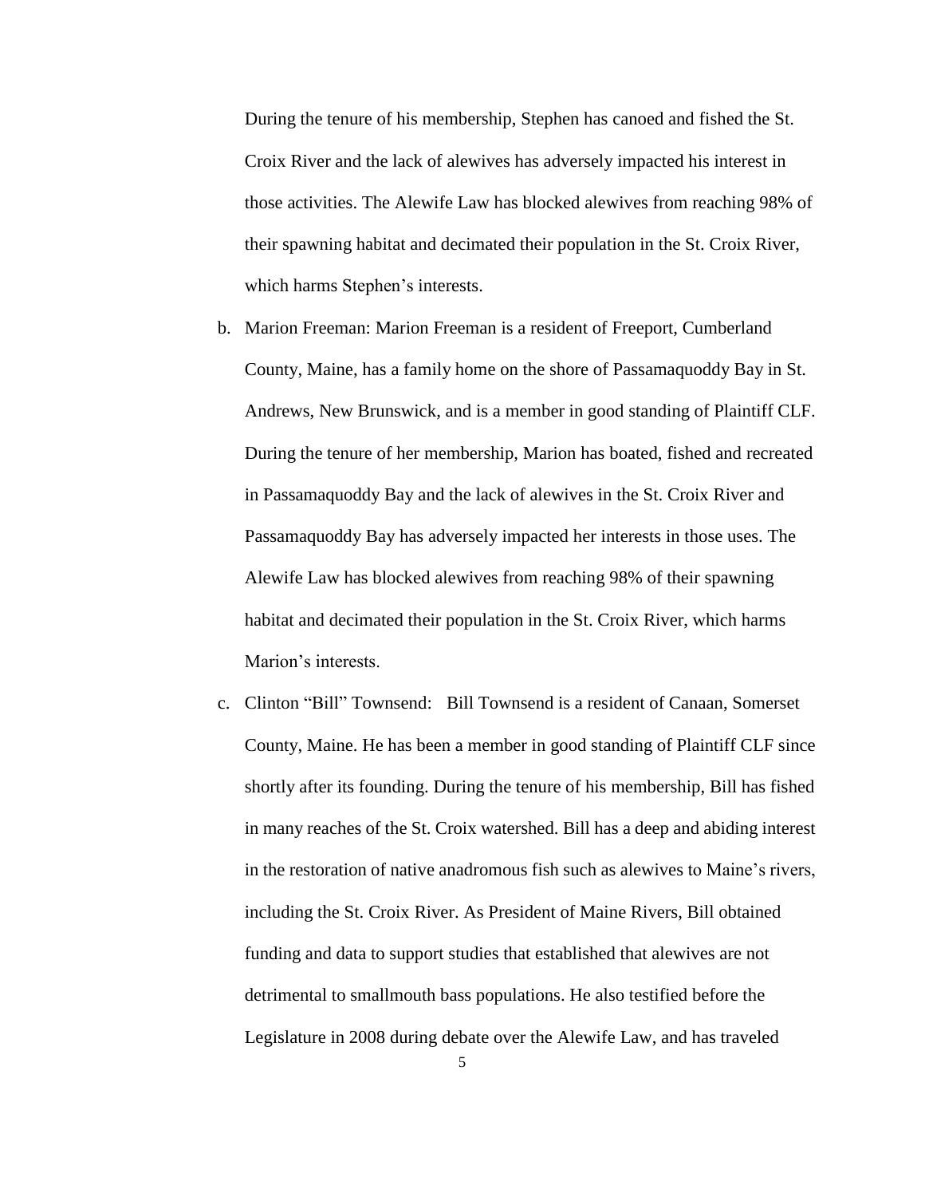During the tenure of his membership, Stephen has canoed and fished the St. Croix River and the lack of alewives has adversely impacted his interest in those activities. The Alewife Law has blocked alewives from reaching 98% of their spawning habitat and decimated their population in the St. Croix River, which harms Stephen's interests.

b. Marion Freeman: Marion Freeman is a resident of Freeport, Cumberland County, Maine, has a family home on the shore of Passamaquoddy Bay in St. Andrews, New Brunswick, and is a member in good standing of Plaintiff CLF. During the tenure of her membership, Marion has boated, fished and recreated in Passamaquoddy Bay and the lack of alewives in the St. Croix River and Passamaquoddy Bay has adversely impacted her interests in those uses. The Alewife Law has blocked alewives from reaching 98% of their spawning habitat and decimated their population in the St. Croix River, which harms Marion's interests.

c. Clinton "Bill" Townsend: Bill Townsend is a resident of Canaan, Somerset County, Maine. He has been a member in good standing of Plaintiff CLF since shortly after its founding. During the tenure of his membership, Bill has fished in many reaches of the St. Croix watershed. Bill has a deep and abiding interest in the restoration of native anadromous fish such as alewives to Maine's rivers, including the St. Croix River. As President of Maine Rivers, Bill obtained funding and data to support studies that established that alewives are not detrimental to smallmouth bass populations. He also testified before the Legislature in 2008 during debate over the Alewife Law, and has traveled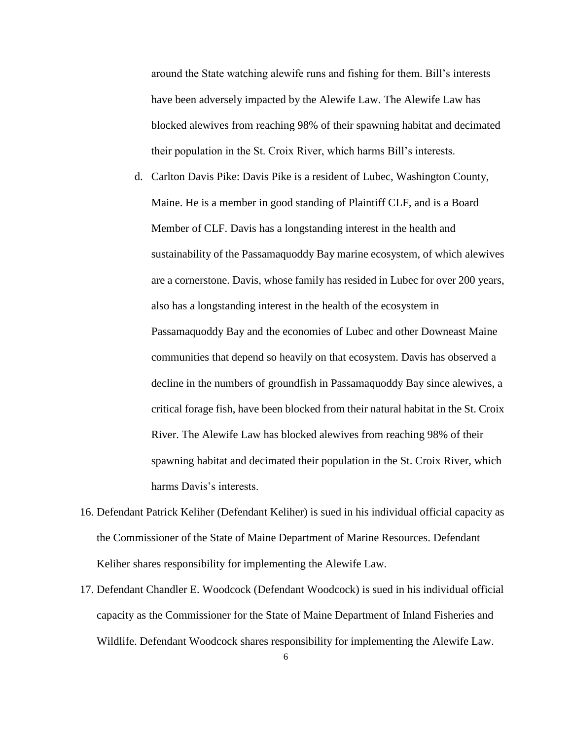around the State watching alewife runs and fishing for them. Bill's interests have been adversely impacted by the Alewife Law. The Alewife Law has blocked alewives from reaching 98% of their spawning habitat and decimated their population in the St. Croix River, which harms Bill's interests.

d. Carlton Davis Pike: Davis Pike is a resident of Lubec, Washington County, Maine. He is a member in good standing of Plaintiff CLF, and is a Board Member of CLF. Davis has a longstanding interest in the health and sustainability of the Passamaquoddy Bay marine ecosystem, of which alewives are a cornerstone. Davis, whose family has resided in Lubec for over 200 years, also has a longstanding interest in the health of the ecosystem in Passamaquoddy Bay and the economies of Lubec and other Downeast Maine communities that depend so heavily on that ecosystem. Davis has observed a decline in the numbers of groundfish in Passamaquoddy Bay since alewives, a critical forage fish, have been blocked from their natural habitat in the St. Croix River. The Alewife Law has blocked alewives from reaching 98% of their spawning habitat and decimated their population in the St. Croix River, which harms Davis's interests.

16. Defendant Patrick Keliher (Defendant Keliher) is sued in his individual official capacity as the Commissioner of the State of Maine Department of Marine Resources. Defendant Keliher shares responsibility for implementing the Alewife Law.

17. Defendant Chandler E. Woodcock (Defendant Woodcock) is sued in his individual official capacity as the Commissioner for the State of Maine Department of Inland Fisheries and Wildlife. Defendant Woodcock shares responsibility for implementing the Alewife Law.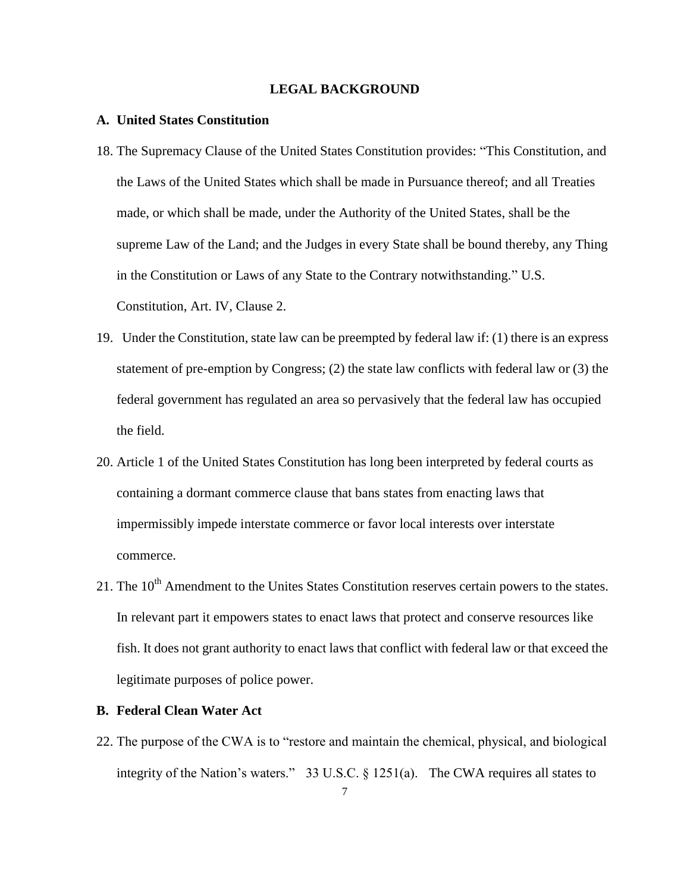## LEGAL BACKGROUND

### A. United States Constitution

18. The Supremacy Clause of the United States Constitution provides: "This Constitution, and the Laws of the United States which shall be made in Pursuance thereof; and all Treaties made, or which shall be made, under the Authority of the United States, shall be the supreme Law of the Land; and the Judges in every State shall be bound thereby, any Thing in the Constitution or Laws of any State to the Contrary notwithstanding." U.S. Constitution, Art. IV, Clause 2.

19. Under the Constitution, state law can be preempted by federal law if: (1) there is an express statement of pre-emption by Congress; (2) the state law conflicts with federal law or (3) the federal government has regulated an area so pervasively that the federal law has occupied the field.

20. Article 1 of the United States Constitution has long been interpreted by federal courts as containing a dormant commerce clause that bans states from enacting laws that impermissibly impede interstate commerce or favor local interests over interstate commerce.

21. The 10th Amendment to the Unites States Constitution reserves certain powers to the states. In relevant part it empowers states to enact laws that protect and conserve resources like fish. It does not grant authority to enact laws that conflict with federal law or that exceed the legitimate purposes of police power.

### B. Federal Clean Water Act

22. The purpose of the CWA is to "restore and maintain the chemical, physical, and biological integrity of the Nation's waters." 33 U.S.C. § 1251(a). The CWA requires all states to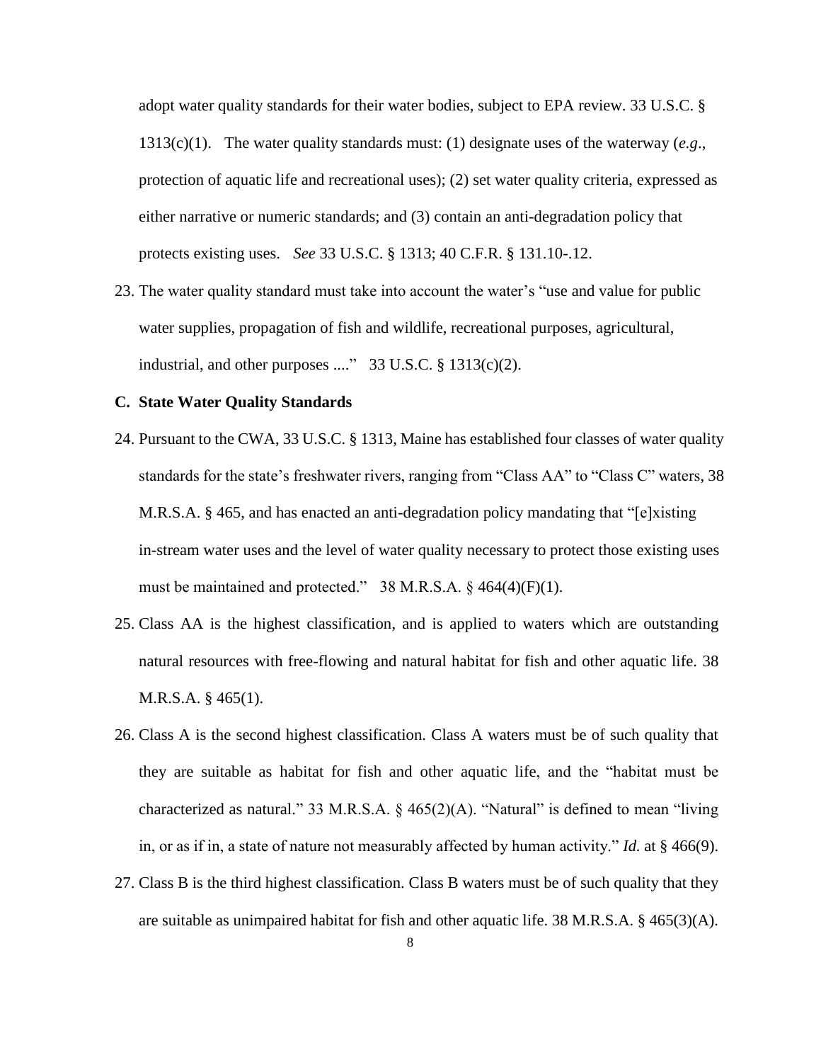adopt water quality standards for their water bodies, subject to EPA review. 33 U.S.C. § 1313(c)(1). The water quality standards must: (1) designate uses of the waterway (*e.g*., protection of aquatic life and recreational uses); (2) set water quality criteria, expressed as either narrative or numeric standards; and (3) contain an anti-degradation policy that protects existing uses. *See* 33 U.S.C. § 1313; 40 C.F.R. § 131.10-.12.

23. The water quality standard must take into account the water's "use and value for public water supplies, propagation of fish and wildlife, recreational purposes, agricultural, industrial, and other purposes ...." 33 U.S.C. § 1313(c)(2).

**C. State Water Quality Standards**

24. Pursuant to the CWA, 33 U.S.C. § 1313, Maine has established four classes of water quality standards for the state's freshwater rivers, ranging from "Class AA" to "Class C" waters, 38 M.R.S.A. § 465, and has enacted an anti-degradation policy mandating that "[e]xisting in-stream water uses and the level of water quality necessary to protect those existing uses must be maintained and protected." 38 M.R.S.A. § 464(4)(F)(1).

25. Class AA is the highest classification, and is applied to waters which are outstanding natural resources with free-flowing and natural habitat for fish and other aquatic life. 38 M.R.S.A. § 465(1).

26. Class A is the second highest classification. Class A waters must be of such quality that they are suitable as habitat for fish and other aquatic life, and the "habitat must be characterized as natural." 33 M.R.S.A. § 465(2)(A). "Natural" is defined to mean "living in, or as if in, a state of nature not measurably affected by human activity." *Id.* at § 466(9).

27. Class B is the third highest classification. Class B waters must be of such quality that they are suitable as unimpaired habitat for fish and other aquatic life. 38 M.R.S.A. § 465(3)(A).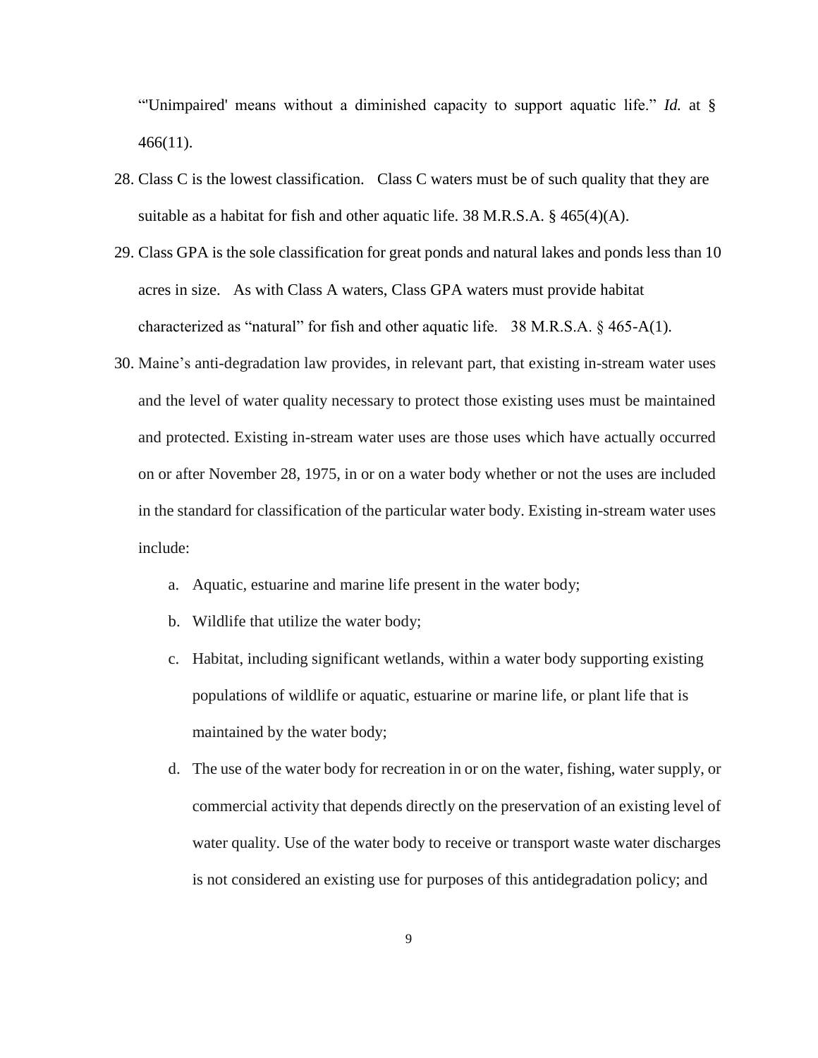"'Unimpaired' means without a diminished capacity to support aquatic life." *Id.* at § 466(11).

28. Class C is the lowest classification. Class C waters must be of such quality that they are suitable as a habitat for fish and other aquatic life. 38 M.R.S.A. § 465(4)(A).
29. Class GPA is the sole classification for great ponds and natural lakes and ponds less than 10 acres in size. As with Class A waters, Class GPA waters must provide habitat characterized as "natural" for fish and other aquatic life. 38 M.R.S.A. § 465-A(1).
30. Maine's anti-degradation law provides, in relevant part, that existing in-stream water uses and the level of water quality necessary to protect those existing uses must be maintained and protected. Existing in-stream water uses are those uses which have actually occurred on or after November 28, 1975, in or on a water body whether or not the uses are included in the standard for classification of the particular water body. Existing in-stream water uses include:
    a. Aquatic, estuarine and marine life present in the water body;
    b. Wildlife that utilize the water body;
    c. Habitat, including significant wetlands, within a water body supporting existing populations of wildlife or aquatic, estuarine or marine life, or plant life that is maintained by the water body;
    d. The use of the water body for recreation in or on the water, fishing, water supply, or commercial activity that depends directly on the preservation of an existing level of water quality. Use of the water body to receive or transport waste water discharges is not considered an existing use for purposes of this antidegradation policy; and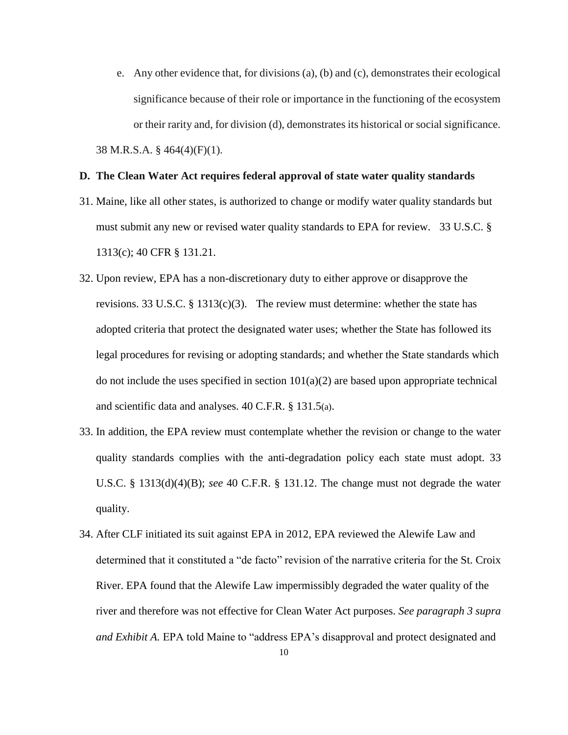e. Any other evidence that, for divisions (a), (b) and (c), demonstrates their ecological significance because of their role or importance in the functioning of the ecosystem or their rarity and, for division (d), demonstrates its historical or social significance.

38 M.R.S.A. § 464(4)(F)(1).

**D. The Clean Water Act requires federal approval of state water quality standards**

31. Maine, like all other states, is authorized to change or modify water quality standards but must submit any new or revised water quality standards to EPA for review. 33 U.S.C. § 1313(c); 40 CFR § 131.21.

32. Upon review, EPA has a non-discretionary duty to either approve or disapprove the revisions. 33 U.S.C. § 1313(c)(3). The review must determine: whether the state has adopted criteria that protect the designated water uses; whether the State has followed its legal procedures for revising or adopting standards; and whether the State standards which do not include the uses specified in section 101(a)(2) are based upon appropriate technical and scientific data and analyses. 40 C.F.R. § 131.5(a).

33. In addition, the EPA review must contemplate whether the revision or change to the water quality standards complies with the anti-degradation policy each state must adopt. 33 U.S.C. § 1313(d)(4)(B); *see* 40 C.F.R. § 131.12. The change must not degrade the water quality.

34. After CLF initiated its suit against EPA in 2012, EPA reviewed the Alewife Law and determined that it constituted a "de facto" revision of the narrative criteria for the St. Croix River. EPA found that the Alewife Law impermissibly degraded the water quality of the river and therefore was not effective for Clean Water Act purposes. *See paragraph 3 supra and Exhibit A.* EPA told Maine to "address EPA's disapproval and protect designated and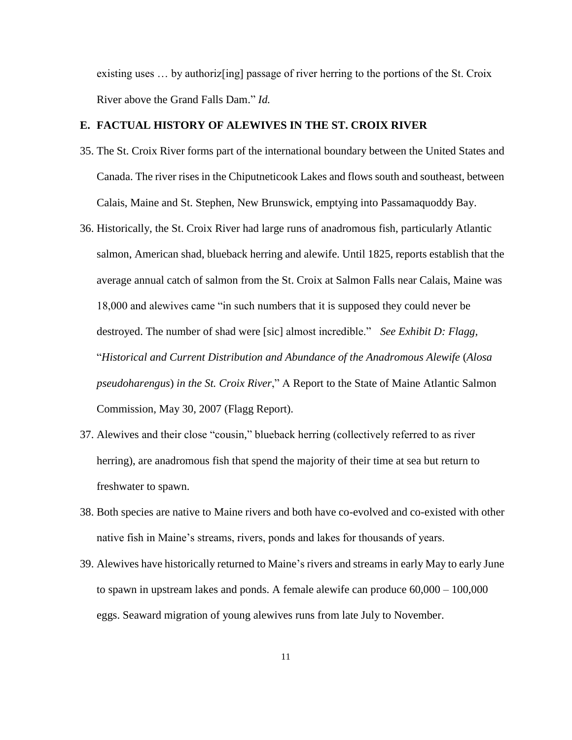existing uses … by authoriz[ing] passage of river herring to the portions of the St. Croix River above the Grand Falls Dam." *Id.*

### E. FACTUAL HISTORY OF ALEWIVES IN THE ST. CROIX RIVER

35. The St. Croix River forms part of the international boundary between the United States and Canada. The river rises in the Chiputneticook Lakes and flows south and southeast, between Calais, Maine and St. Stephen, New Brunswick, emptying into Passamaquoddy Bay.
36. Historically, the St. Croix River had large runs of anadromous fish, particularly Atlantic salmon, American shad, blueback herring and alewife. Until 1825, reports establish that the average annual catch of salmon from the St. Croix at Salmon Falls near Calais, Maine was 18,000 and alewives came "in such numbers that it is supposed they could never be destroyed. The number of shad were [sic] almost incredible." *See Exhibit D: Flagg,* "*Historical and Current Distribution and Abundance of the Anadromous Alewife* (*Alosa pseudoharengus*) *in the St. Croix River*," A Report to the State of Maine Atlantic Salmon Commission, May 30, 2007 (Flagg Report).
37. Alewives and their close "cousin," blueback herring (collectively referred to as river herring), are anadromous fish that spend the majority of their time at sea but return to freshwater to spawn.
38. Both species are native to Maine rivers and both have co-evolved and co-existed with other native fish in Maine's streams, rivers, ponds and lakes for thousands of years.
39. Alewives have historically returned to Maine's rivers and streams in early May to early June to spawn in upstream lakes and ponds. A female alewife can produce 60,000 – 100,000 eggs. Seaward migration of young alewives runs from late July to November.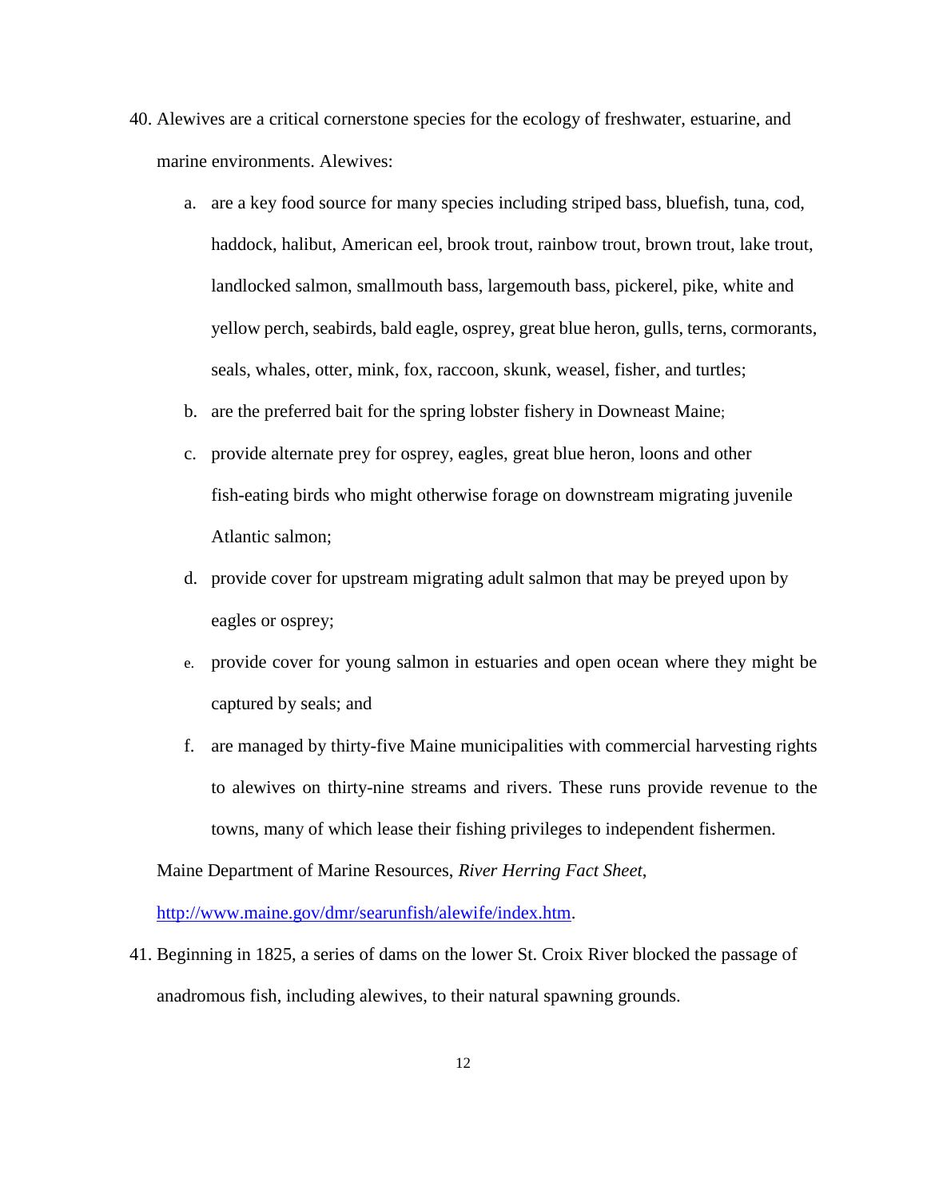40. Alewives are a critical cornerstone species for the ecology of freshwater, estuarine, and marine environments. Alewives:

    a. are a key food source for many species including striped bass, bluefish, tuna, cod, haddock, halibut, American eel, brook trout, rainbow trout, brown trout, lake trout, landlocked salmon, smallmouth bass, largemouth bass, pickerel, pike, white and yellow perch, seabirds, bald eagle, osprey, great blue heron, gulls, terns, cormorants, seals, whales, otter, mink, fox, raccoon, skunk, weasel, fisher, and turtles;

    b. are the preferred bait for the spring lobster fishery in Downeast Maine;

    c. provide alternate prey for osprey, eagles, great blue heron, loons and other fish-eating birds who might otherwise forage on downstream migrating juvenile Atlantic salmon;

    d. provide cover for upstream migrating adult salmon that may be preyed upon by eagles or osprey;

    e. provide cover for young salmon in estuaries and open ocean where they might be captured by seals; and

    f. are managed by thirty-five Maine municipalities with commercial harvesting rights to alewives on thirty-nine streams and rivers. These runs provide revenue to the towns, many of which lease their fishing privileges to independent fishermen.

    Maine Department of Marine Resources, *River Herring Fact Sheet*, http://www.maine.gov/dmr/searunfish/alewife/index.htm.

41. Beginning in 1825, a series of dams on the lower St. Croix River blocked the passage of anadromous fish, including alewives, to their natural spawning grounds.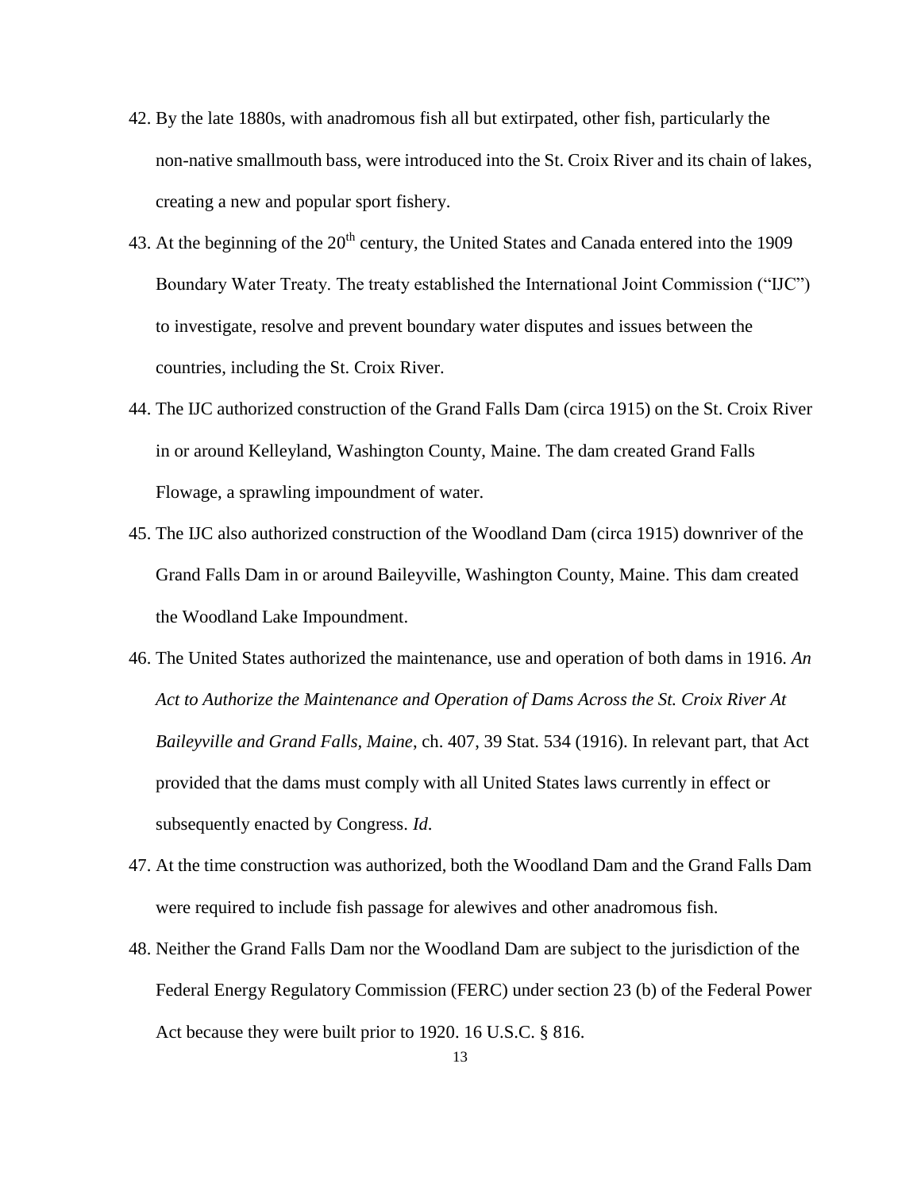42. By the late 1880s, with anadromous fish all but extirpated, other fish, particularly the non-native smallmouth bass, were introduced into the St. Croix River and its chain of lakes, creating a new and popular sport fishery.

43. At the beginning of the 20th century, the United States and Canada entered into the 1909 Boundary Water Treaty. The treaty established the International Joint Commission ("IJC") to investigate, resolve and prevent boundary water disputes and issues between the countries, including the St. Croix River.

44. The IJC authorized construction of the Grand Falls Dam (circa 1915) on the St. Croix River in or around Kelleyland, Washington County, Maine. The dam created Grand Falls Flowage, a sprawling impoundment of water.

45. The IJC also authorized construction of the Woodland Dam (circa 1915) downriver of the Grand Falls Dam in or around Baileyville, Washington County, Maine. This dam created the Woodland Lake Impoundment.

46. The United States authorized the maintenance, use and operation of both dams in 1916. *An Act to Authorize the Maintenance and Operation of Dams Across the St. Croix River At Baileyville and Grand Falls, Maine*, ch. 407, 39 Stat. 534 (1916). In relevant part, that Act provided that the dams must comply with all United States laws currently in effect or subsequently enacted by Congress. *Id*.

47. At the time construction was authorized, both the Woodland Dam and the Grand Falls Dam were required to include fish passage for alewives and other anadromous fish.

48. Neither the Grand Falls Dam nor the Woodland Dam are subject to the jurisdiction of the Federal Energy Regulatory Commission (FERC) under section 23 (b) of the Federal Power Act because they were built prior to 1920. 16 U.S.C. § 816.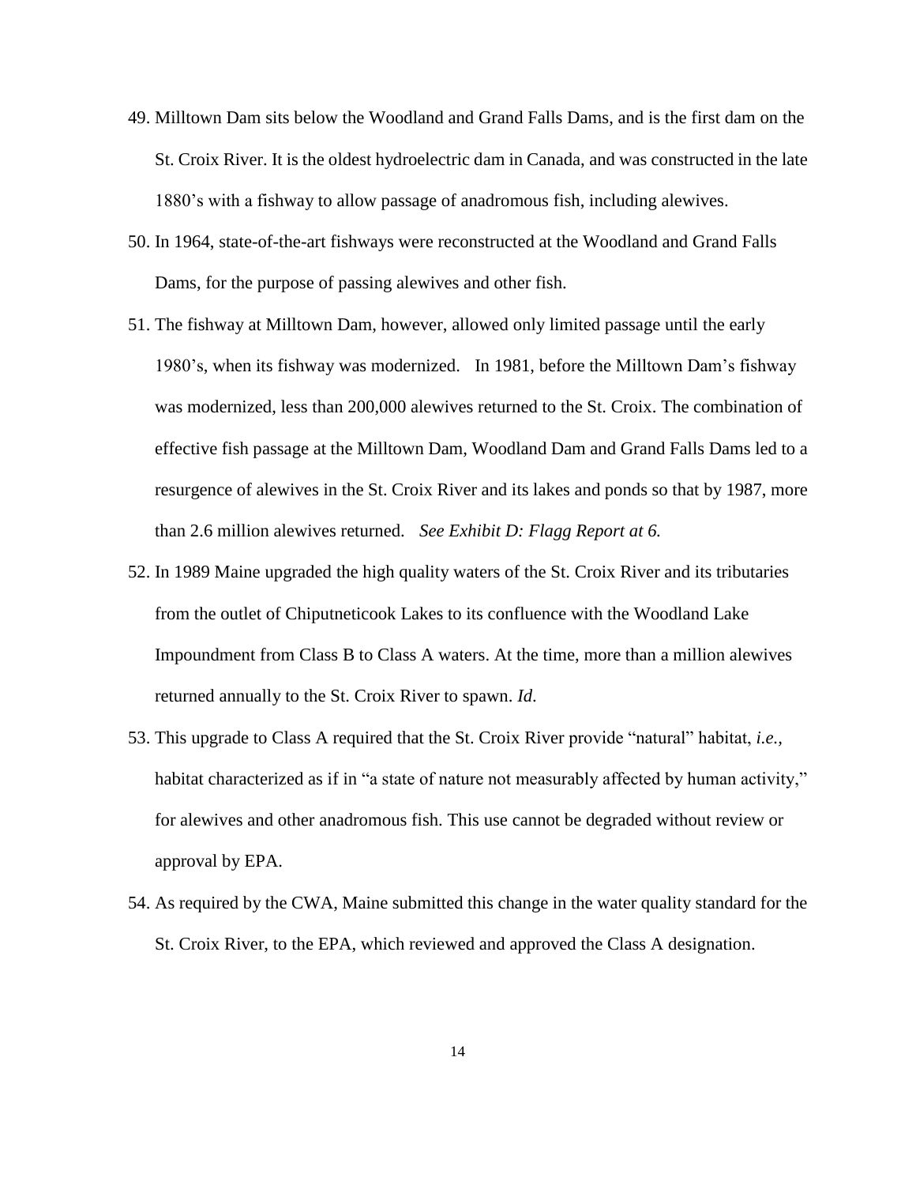49. Milltown Dam sits below the Woodland and Grand Falls Dams, and is the first dam on the St. Croix River. It is the oldest hydroelectric dam in Canada, and was constructed in the late 1880's with a fishway to allow passage of anadromous fish, including alewives.

50. In 1964, state-of-the-art fishways were reconstructed at the Woodland and Grand Falls Dams, for the purpose of passing alewives and other fish.

51. The fishway at Milltown Dam, however, allowed only limited passage until the early 1980's, when its fishway was modernized. In 1981, before the Milltown Dam's fishway was modernized, less than 200,000 alewives returned to the St. Croix. The combination of effective fish passage at the Milltown Dam, Woodland Dam and Grand Falls Dams led to a resurgence of alewives in the St. Croix River and its lakes and ponds so that by 1987, more than 2.6 million alewives returned. *See Exhibit D: Flagg Report at 6.*

52. In 1989 Maine upgraded the high quality waters of the St. Croix River and its tributaries from the outlet of Chiputneticook Lakes to its confluence with the Woodland Lake Impoundment from Class B to Class A waters. At the time, more than a million alewives returned annually to the St. Croix River to spawn. *Id.*

53. This upgrade to Class A required that the St. Croix River provide "natural" habitat, *i.e.*, habitat characterized as if in "a state of nature not measurably affected by human activity," for alewives and other anadromous fish. This use cannot be degraded without review or approval by EPA.

54. As required by the CWA, Maine submitted this change in the water quality standard for the St. Croix River, to the EPA, which reviewed and approved the Class A designation.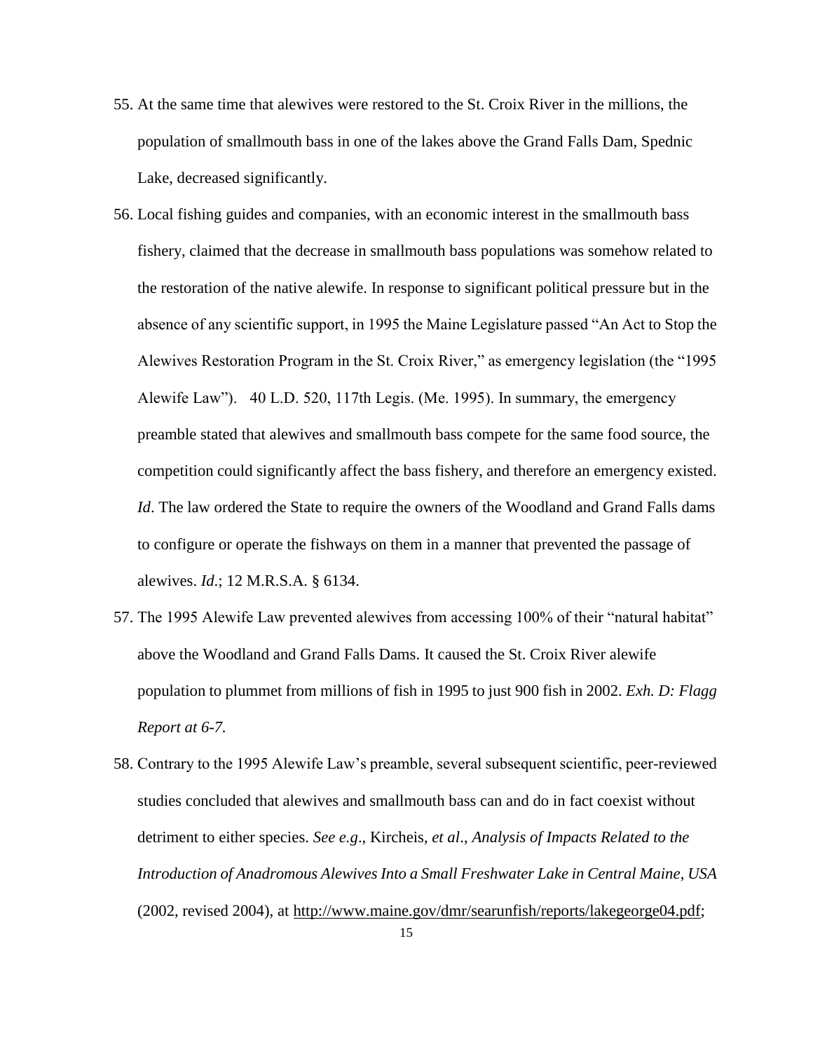55. At the same time that alewives were restored to the St. Croix River in the millions, the population of smallmouth bass in one of the lakes above the Grand Falls Dam, Spednic Lake, decreased significantly.

56. Local fishing guides and companies, with an economic interest in the smallmouth bass fishery, claimed that the decrease in smallmouth bass populations was somehow related to the restoration of the native alewife. In response to significant political pressure but in the absence of any scientific support, in 1995 the Maine Legislature passed "An Act to Stop the Alewives Restoration Program in the St. Croix River," as emergency legislation (the "1995 Alewife Law"). 40 L.D. 520, 117th Legis. (Me. 1995). In summary, the emergency preamble stated that alewives and smallmouth bass compete for the same food source, the competition could significantly affect the bass fishery, and therefore an emergency existed. *Id*. The law ordered the State to require the owners of the Woodland and Grand Falls dams to configure or operate the fishways on them in a manner that prevented the passage of alewives. *Id*.; 12 M.R.S.A. § 6134.

57. The 1995 Alewife Law prevented alewives from accessing 100% of their "natural habitat" above the Woodland and Grand Falls Dams. It caused the St. Croix River alewife population to plummet from millions of fish in 1995 to just 900 fish in 2002. *Exh. D: Flagg Report at 6-7.*

58. Contrary to the 1995 Alewife Law's preamble, several subsequent scientific, peer-reviewed studies concluded that alewives and smallmouth bass can and do in fact coexist without detriment to either species. *See e.g*., Kircheis, *et al*., *Analysis of Impacts Related to the Introduction of Anadromous Alewives Into a Small Freshwater Lake in Central Maine*, *USA* (2002, revised 2004), at http://www.maine.gov/dmr/searunfish/reports/lakegeorge04.pdf;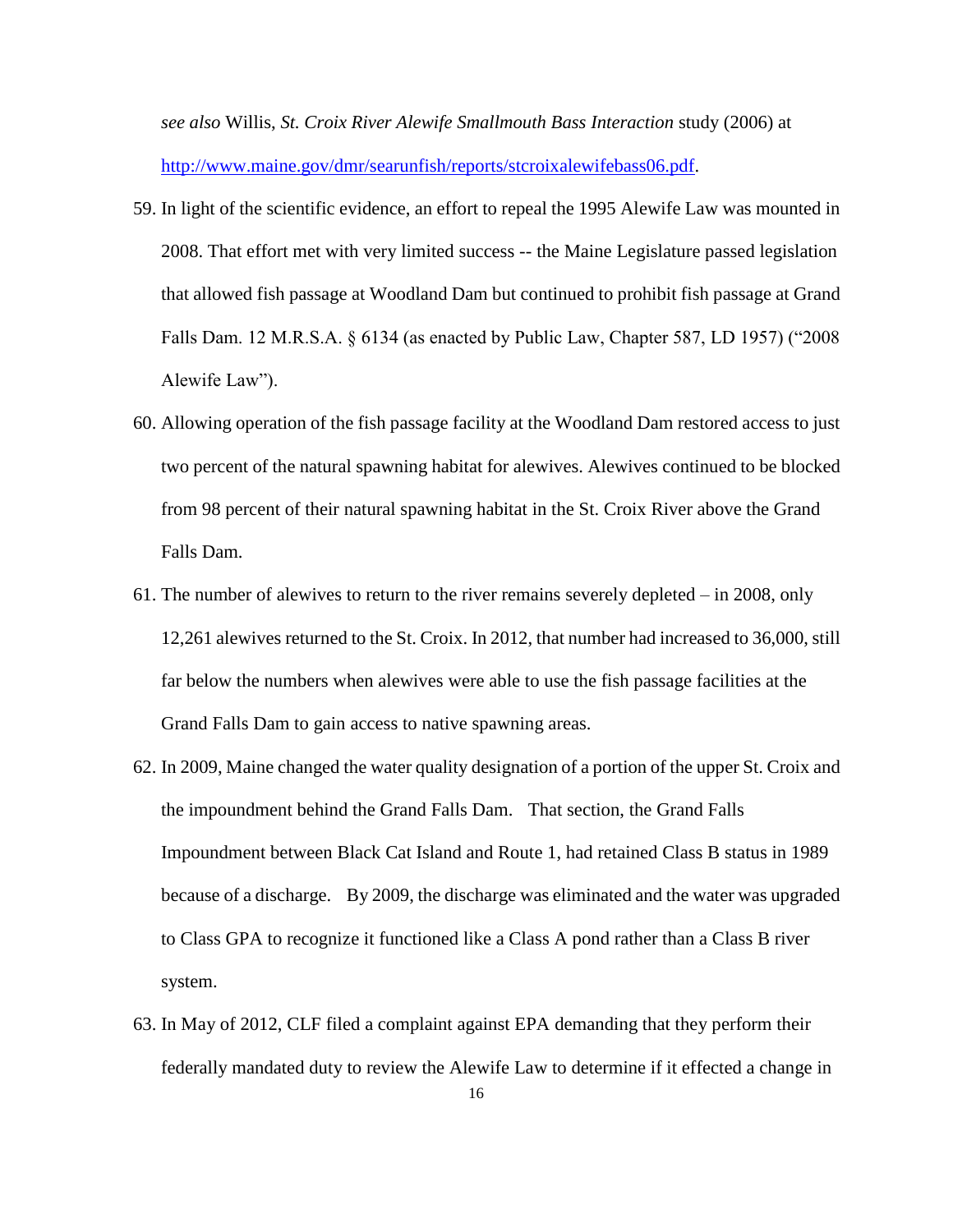*see also* Willis, *St. Croix River Alewife Smallmouth Bass Interaction* study (2006) at http://www.maine.gov/dmr/searunfish/reports/stcroixalewifebass06.pdf.

59. In light of the scientific evidence, an effort to repeal the 1995 Alewife Law was mounted in 2008. That effort met with very limited success -- the Maine Legislature passed legislation that allowed fish passage at Woodland Dam but continued to prohibit fish passage at Grand Falls Dam. 12 M.R.S.A. § 6134 (as enacted by Public Law, Chapter 587, LD 1957) ("2008 Alewife Law").

60. Allowing operation of the fish passage facility at the Woodland Dam restored access to just two percent of the natural spawning habitat for alewives. Alewives continued to be blocked from 98 percent of their natural spawning habitat in the St. Croix River above the Grand Falls Dam.

61. The number of alewives to return to the river remains severely depleted – in 2008, only 12,261 alewives returned to the St. Croix. In 2012, that number had increased to 36,000, still far below the numbers when alewives were able to use the fish passage facilities at the Grand Falls Dam to gain access to native spawning areas.

62. In 2009, Maine changed the water quality designation of a portion of the upper St. Croix and the impoundment behind the Grand Falls Dam. That section, the Grand Falls Impoundment between Black Cat Island and Route 1, had retained Class B status in 1989 because of a discharge. By 2009, the discharge was eliminated and the water was upgraded to Class GPA to recognize it functioned like a Class A pond rather than a Class B river system.

63. In May of 2012, CLF filed a complaint against EPA demanding that they perform their federally mandated duty to review the Alewife Law to determine if it effected a change in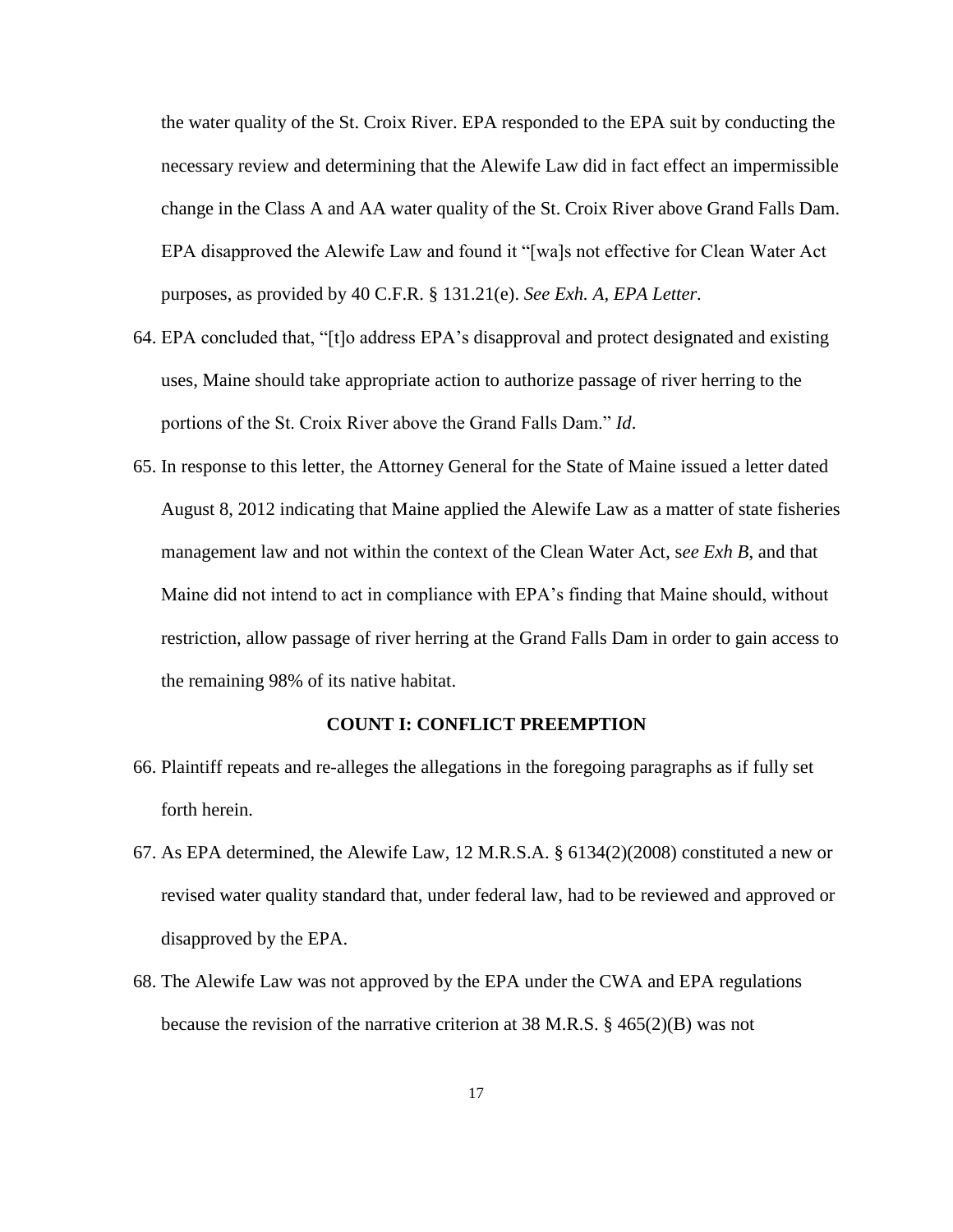the water quality of the St. Croix River. EPA responded to the EPA suit by conducting the necessary review and determining that the Alewife Law did in fact effect an impermissible change in the Class A and AA water quality of the St. Croix River above Grand Falls Dam. EPA disapproved the Alewife Law and found it "[wa]s not effective for Clean Water Act purposes, as provided by 40 C.F.R. § 131.21(e). *See Exh. A, EPA Letter*.

64. EPA concluded that, "[t]o address EPA's disapproval and protect designated and existing uses, Maine should take appropriate action to authorize passage of river herring to the portions of the St. Croix River above the Grand Falls Dam." *Id*.

65. In response to this letter, the Attorney General for the State of Maine issued a letter dated August 8, 2012 indicating that Maine applied the Alewife Law as a matter of state fisheries management law and not within the context of the Clean Water Act, s*ee Exh B*, and that Maine did not intend to act in compliance with EPA's finding that Maine should, without restriction, allow passage of river herring at the Grand Falls Dam in order to gain access to the remaining 98% of its native habitat.

**COUNT I: CONFLICT PREEMPTION**

66. Plaintiff repeats and re-alleges the allegations in the foregoing paragraphs as if fully set forth herein.

67. As EPA determined, the Alewife Law, 12 M.R.S.A. § 6134(2)(2008) constituted a new or revised water quality standard that, under federal law, had to be reviewed and approved or disapproved by the EPA.

68. The Alewife Law was not approved by the EPA under the CWA and EPA regulations because the revision of the narrative criterion at 38 M.R.S. § 465(2)(B) was not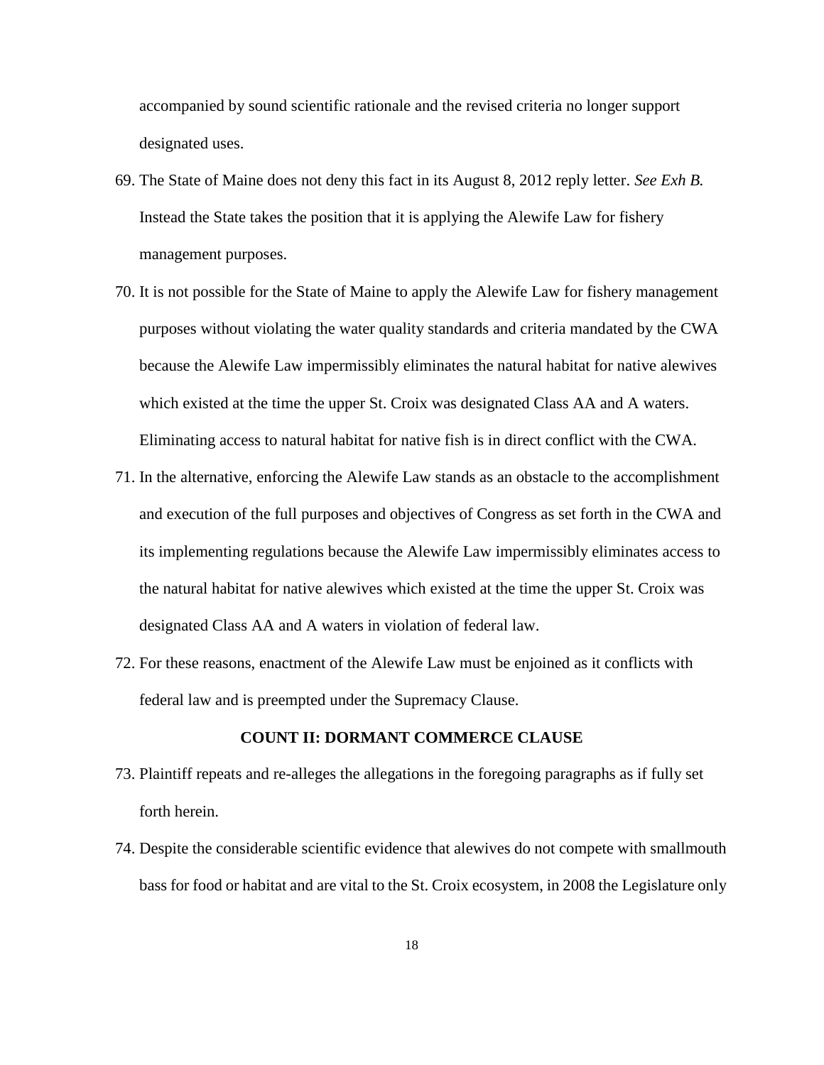accompanied by sound scientific rationale and the revised criteria no longer support designated uses.

69. The State of Maine does not deny this fact in its August 8, 2012 reply letter. *See Exh B.* Instead the State takes the position that it is applying the Alewife Law for fishery management purposes.

70. It is not possible for the State of Maine to apply the Alewife Law for fishery management purposes without violating the water quality standards and criteria mandated by the CWA because the Alewife Law impermissibly eliminates the natural habitat for native alewives which existed at the time the upper St. Croix was designated Class AA and A waters. Eliminating access to natural habitat for native fish is in direct conflict with the CWA.

71. In the alternative, enforcing the Alewife Law stands as an obstacle to the accomplishment and execution of the full purposes and objectives of Congress as set forth in the CWA and its implementing regulations because the Alewife Law impermissibly eliminates access to the natural habitat for native alewives which existed at the time the upper St. Croix was designated Class AA and A waters in violation of federal law.

72. For these reasons, enactment of the Alewife Law must be enjoined as it conflicts with federal law and is preempted under the Supremacy Clause.

## COUNT II: DORMANT COMMERCE CLAUSE

73. Plaintiff repeats and re-alleges the allegations in the foregoing paragraphs as if fully set forth herein.

74. Despite the considerable scientific evidence that alewives do not compete with smallmouth bass for food or habitat and are vital to the St. Croix ecosystem, in 2008 the Legislature only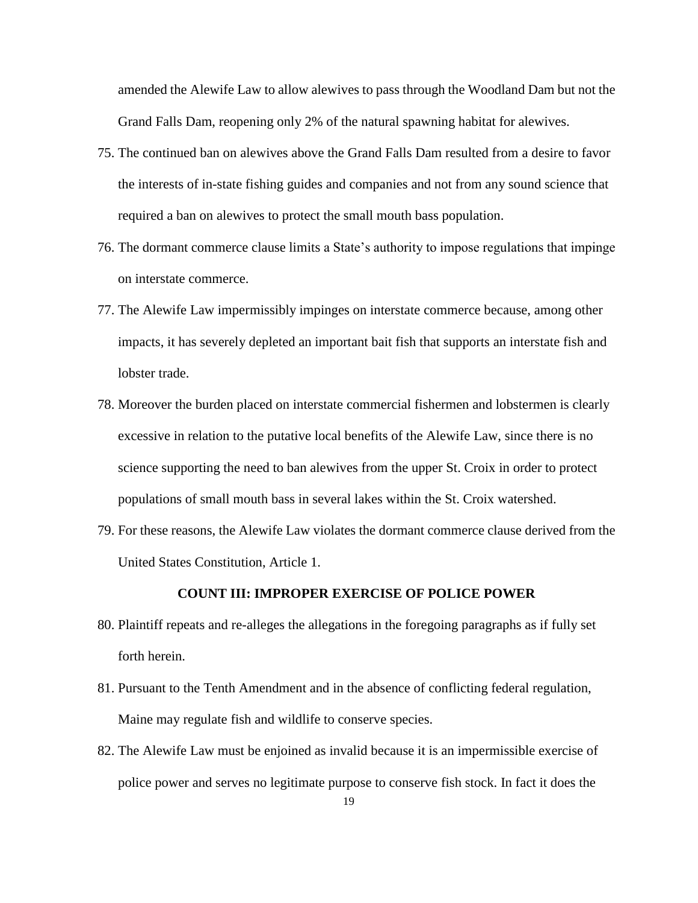amended the Alewife Law to allow alewives to pass through the Woodland Dam but not the Grand Falls Dam, reopening only 2% of the natural spawning habitat for alewives.

75. The continued ban on alewives above the Grand Falls Dam resulted from a desire to favor the interests of in-state fishing guides and companies and not from any sound science that required a ban on alewives to protect the small mouth bass population.
76. The dormant commerce clause limits a State's authority to impose regulations that impinge on interstate commerce.
77. The Alewife Law impermissibly impinges on interstate commerce because, among other impacts, it has severely depleted an important bait fish that supports an interstate fish and lobster trade.
78. Moreover the burden placed on interstate commercial fishermen and lobstermen is clearly excessive in relation to the putative local benefits of the Alewife Law, since there is no science supporting the need to ban alewives from the upper St. Croix in order to protect populations of small mouth bass in several lakes within the St. Croix watershed.
79. For these reasons, the Alewife Law violates the dormant commerce clause derived from the United States Constitution, Article 1.

**COUNT III: IMPROPER EXERCISE OF POLICE POWER**

80. Plaintiff repeats and re-alleges the allegations in the foregoing paragraphs as if fully set forth herein.
81. Pursuant to the Tenth Amendment and in the absence of conflicting federal regulation, Maine may regulate fish and wildlife to conserve species.
82. The Alewife Law must be enjoined as invalid because it is an impermissible exercise of police power and serves no legitimate purpose to conserve fish stock. In fact it does the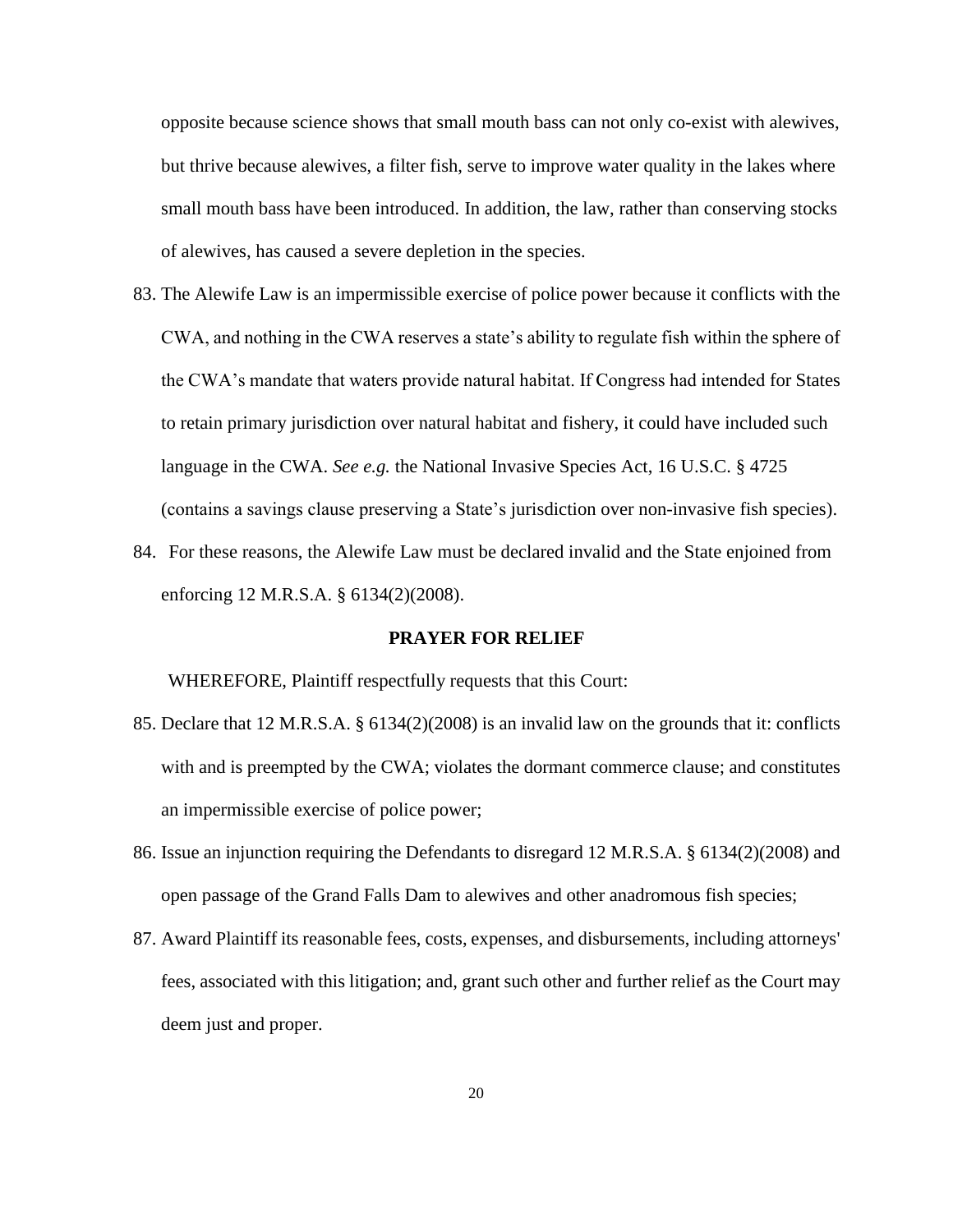opposite because science shows that small mouth bass can not only co-exist with alewives, but thrive because alewives, a filter fish, serve to improve water quality in the lakes where small mouth bass have been introduced. In addition, the law, rather than conserving stocks of alewives, has caused a severe depletion in the species.

83. The Alewife Law is an impermissible exercise of police power because it conflicts with the CWA, and nothing in the CWA reserves a state's ability to regulate fish within the sphere of the CWA's mandate that waters provide natural habitat. If Congress had intended for States to retain primary jurisdiction over natural habitat and fishery, it could have included such language in the CWA. *See e.g.* the National Invasive Species Act, 16 U.S.C. § 4725 (contains a savings clause preserving a State's jurisdiction over non-invasive fish species).

84. For these reasons, the Alewife Law must be declared invalid and the State enjoined from enforcing 12 M.R.S.A. § 6134(2)(2008).

**PRAYER FOR RELIEF**

WHEREFORE, Plaintiff respectfully requests that this Court:

85. Declare that 12 M.R.S.A. § 6134(2)(2008) is an invalid law on the grounds that it: conflicts with and is preempted by the CWA; violates the dormant commerce clause; and constitutes an impermissible exercise of police power;

86. Issue an injunction requiring the Defendants to disregard 12 M.R.S.A. § 6134(2)(2008) and open passage of the Grand Falls Dam to alewives and other anadromous fish species;

87. Award Plaintiff its reasonable fees, costs, expenses, and disbursements, including attorneys' fees, associated with this litigation; and, grant such other and further relief as the Court may deem just and proper.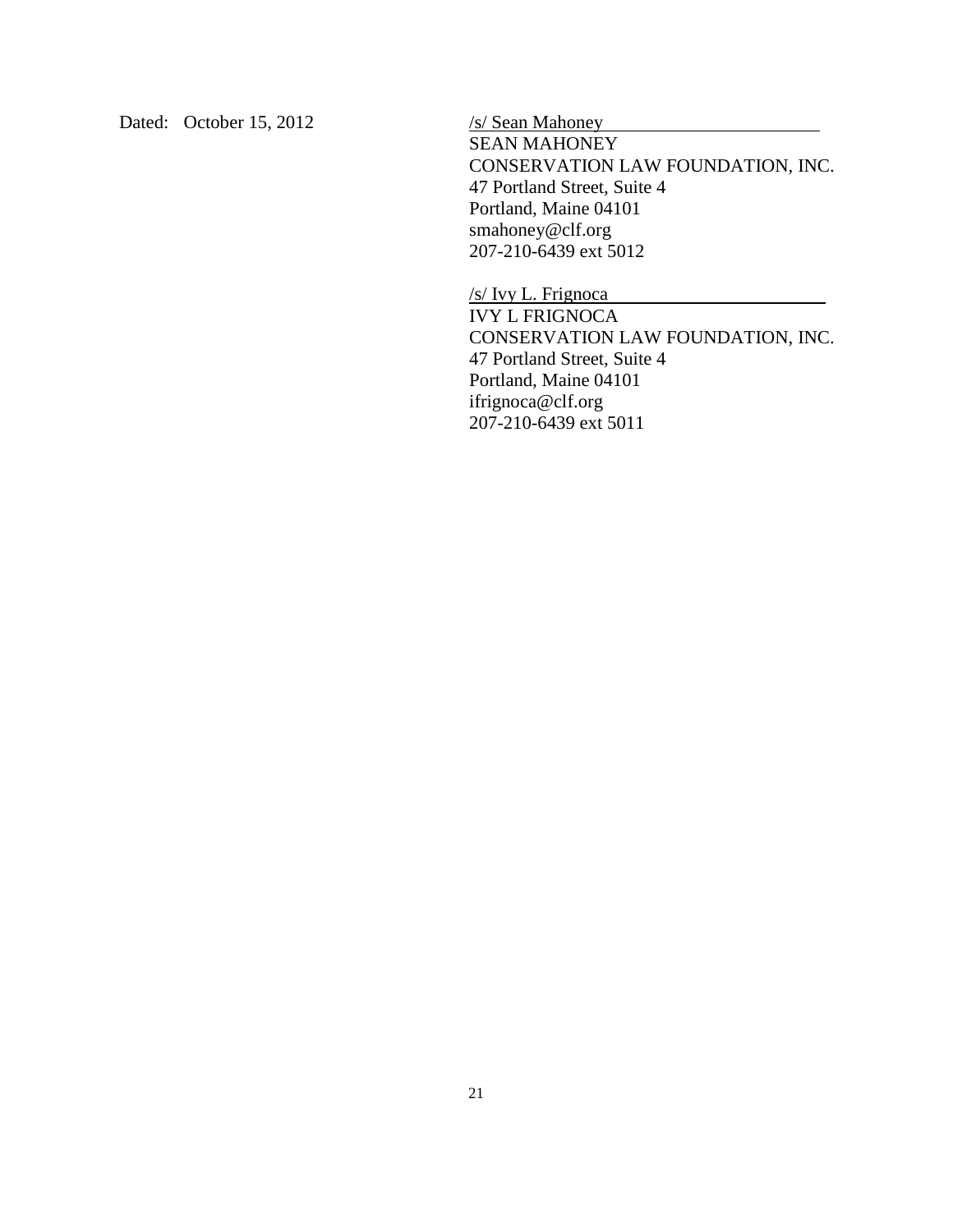Dated: October 15, 2012

/s/ Sean Mahoney
SEAN MAHONEY
CONSERVATION LAW FOUNDATION, INC.
47 Portland Street, Suite 4
Portland, Maine 04101
smahoney@clf.org
207-210-6439 ext 5012

/s/ Ivy L. Frignoca
IVY L FRIGNOCA
CONSERVATION LAW FOUNDATION, INC.
47 Portland Street, Suite 4
Portland, Maine 04101
ifrignoca@clf.org
207-210-6439 ext 5011